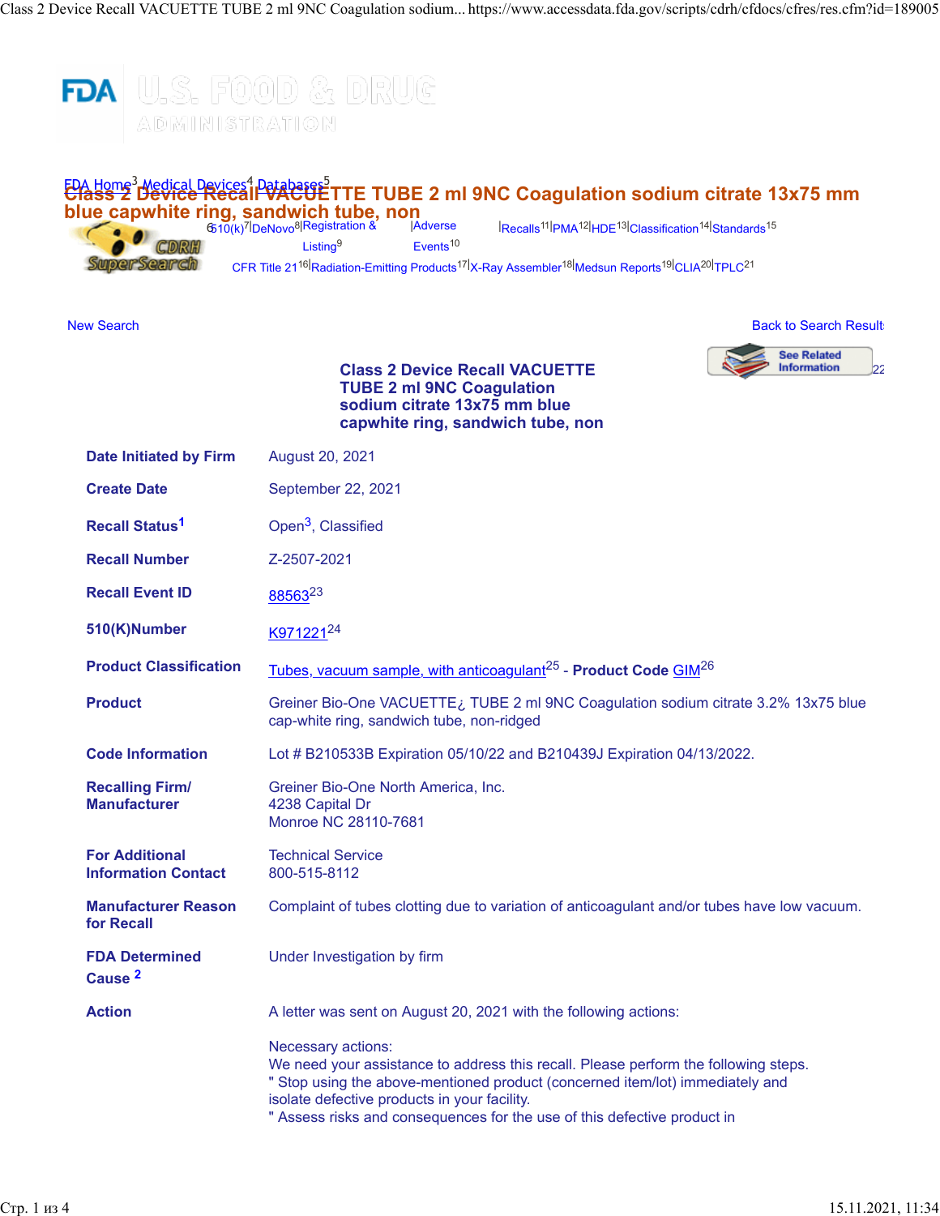FDA Home[3] Medical Devices[4] Databases[5]

# Class 2 Device Recall VACUETTE TUBE 2 ml 9NC Coagulation sodium citrate 13x75 mm blue capwhite ring, sandwich tube, non

510(k)[7] | DeNovo[8] | Registration & Listing[9] | Adverse Events[10] | Recalls[11] | PMA[12] | HDE[13] | Classification[14] | Standards[15]
CFR Title 21[16] | Radiation-Emitting Products[17] | X-Ray Assembler[18] | Medsun Reports[19] | CLIA[20] | TPLC[21]

New Search

Back to Search Results

See Related Information[22]

## Class 2 Device Recall VACUETTE TUBE 2 ml 9NC Coagulation sodium citrate 13x75 mm blue capwhite ring, sandwich tube, non

| | |
|---|---|
| **Date Initiated by Firm** | August 20, 2021 |
| **Create Date** | September 22, 2021 |
| **Recall Status[1]** | Open[3], Classified |
| **Recall Number** | Z-2507-2021 |
| **Recall Event ID** | 88563[23] |
| **510(K)Number** | K971221[24] |
| **Product Classification** | Tubes, vacuum sample, with anticoagulant[25] - **Product Code** GIM[26] |
| **Product** | Greiner Bio-One VACUETTE¿ TUBE 2 ml 9NC Coagulation sodium citrate 3.2% 13x75 blue cap-white ring, sandwich tube, non-ridged |
| **Code Information** | Lot # B210533B Expiration 05/10/22 and B210439J Expiration 04/13/2022. |
| **Recalling Firm/ Manufacturer** | Greiner Bio-One North America, Inc.<br>4238 Capital Dr<br>Monroe NC 28110-7681 |
| **For Additional Information Contact** | Technical Service<br>800-515-8112 |
| **Manufacturer Reason for Recall** | Complaint of tubes clotting due to variation of anticoagulant and/or tubes have low vacuum. |
| **FDA Determined Cause [2]** | Under Investigation by firm |
| **Action** | A letter was sent on August 20, 2021 with the following actions:<br><br>Necessary actions:<br>We need your assistance to address this recall. Please perform the following steps.<br>" Stop using the above-mentioned product (concerned item/lot) immediately and isolate defective products in your facility.<br>" Assess risks and consequences for the use of this defective product in |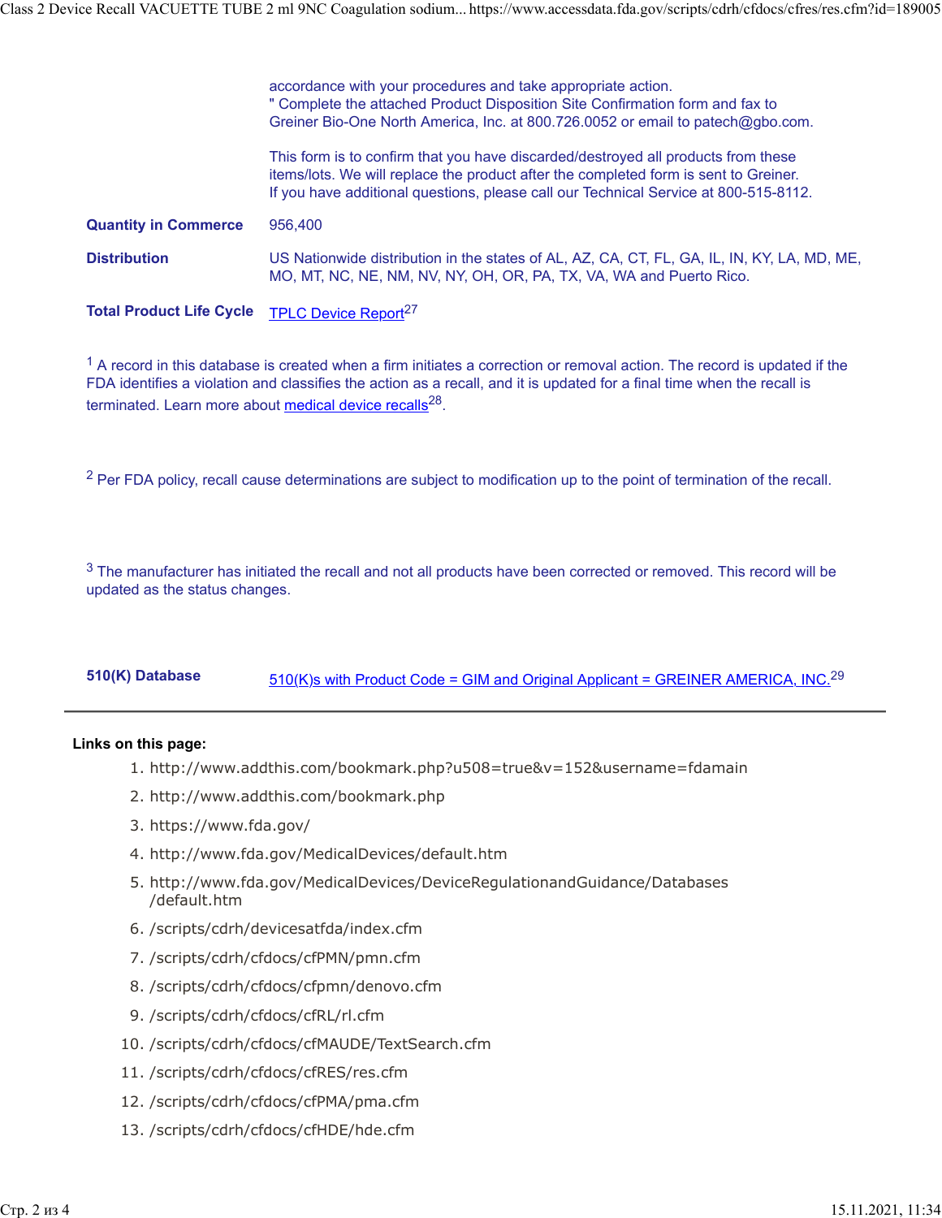| | |
|---|---|
| | accordance with your procedures and take appropriate action.<br>" Complete the attached Product Disposition Site Confirmation form and fax to Greiner Bio-One North America, Inc. at 800.726.0052 or email to patech@gbo.com.<br><br>This form is to confirm that you have discarded/destroyed all products from these items/lots. We will replace the product after the completed form is sent to Greiner. If you have additional questions, please call our Technical Service at 800-515-8112. |
| **Quantity in Commerce** | 956,400 |
| **Distribution** | US Nationwide distribution in the states of AL, AZ, CA, CT, FL, GA, IL, IN, KY, LA, MD, ME, MO, MT, NC, NE, NM, NV, NY, OH, OR, PA, TX, VA, WA and Puerto Rico. |
| **Total Product Life Cycle** | TPLC Device Report[27] |

[1] A record in this database is created when a firm initiates a correction or removal action. The record is updated if the FDA identifies a violation and classifies the action as a recall, and it is updated for a final time when the recall is terminated. Learn more about medical device recalls[28].

[2] Per FDA policy, recall cause determinations are subject to modification up to the point of termination of the recall.

[3] The manufacturer has initiated the recall and not all products have been corrected or removed. This record will be updated as the status changes.

| | |
|---|---|
| **510(K) Database** | 510(K)s with Product Code = GIM and Original Applicant = GREINER AMERICA, INC.[29] |

---

**Links on this page:**

1. http://www.addthis.com/bookmark.php?u508=true&v=152&username=fdamain
2. http://www.addthis.com/bookmark.php
3. https://www.fda.gov/
4. http://www.fda.gov/MedicalDevices/default.htm
5. http://www.fda.gov/MedicalDevices/DeviceRegulationandGuidance/Databases/default.htm
6. /scripts/cdrh/devicesatfda/index.cfm
7. /scripts/cdrh/cfdocs/cfPMN/pmn.cfm
8. /scripts/cdrh/cfdocs/cfpmn/denovo.cfm
9. /scripts/cdrh/cfdocs/cfRL/rl.cfm
10. /scripts/cdrh/cfdocs/cfMAUDE/TextSearch.cfm
11. /scripts/cdrh/cfdocs/cfRES/res.cfm
12. /scripts/cdrh/cfdocs/cfPMA/pma.cfm
13. /scripts/cdrh/cfdocs/cfHDE/hde.cfm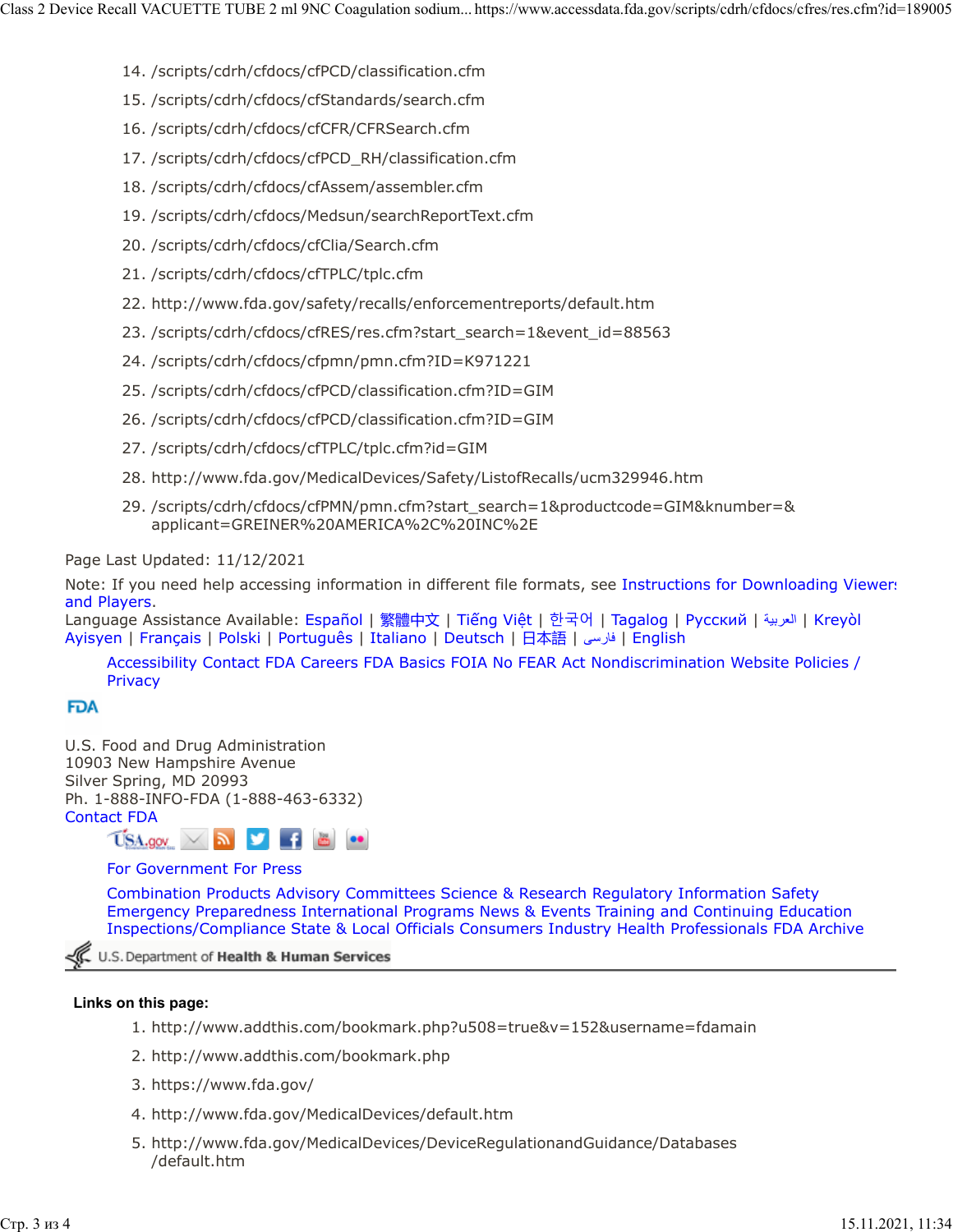14. /scripts/cdrh/cfdocs/cfPCD/classification.cfm
15. /scripts/cdrh/cfdocs/cfStandards/search.cfm
16. /scripts/cdrh/cfdocs/cfCFR/CFRSearch.cfm
17. /scripts/cdrh/cfdocs/cfPCD_RH/classification.cfm
18. /scripts/cdrh/cfdocs/cfAssem/assembler.cfm
19. /scripts/cdrh/cfdocs/Medsun/searchReportText.cfm
20. /scripts/cdrh/cfdocs/cfClia/Search.cfm
21. /scripts/cdrh/cfdocs/cfTPLC/tplc.cfm
22. http://www.fda.gov/safety/recalls/enforcementreports/default.htm
23. /scripts/cdrh/cfdocs/cfRES/res.cfm?start_search=1&event_id=88563
24. /scripts/cdrh/cfdocs/cfpmn/pmn.cfm?ID=K971221
25. /scripts/cdrh/cfdocs/cfPCD/classification.cfm?ID=GIM
26. /scripts/cdrh/cfdocs/cfPCD/classification.cfm?ID=GIM
27. /scripts/cdrh/cfdocs/cfTPLC/tplc.cfm?id=GIM
28. http://www.fda.gov/MedicalDevices/Safety/ListofRecalls/ucm329946.htm
29. /scripts/cdrh/cfdocs/cfPMN/pmn.cfm?start_search=1&productcode=GIM&knumber=&applicant=GREINER%20AMERICA%2C%20INC%2E

Page Last Updated: 11/12/2021

Note: If you need help accessing information in different file formats, see Instructions for Downloading Viewers and Players.

Language Assistance Available: Español | 繁體中文 | Tiếng Việt | 한국어 | Tagalog | Русский | العربية | Kreyòl Ayisyen | Français | Polski | Português | Italiano | Deutsch | 日本語 | فارسی | English

Accessibility Contact FDA Careers FDA Basics FOIA No FEAR Act Nondiscrimination Website Policies / Privacy

FDA

U.S. Food and Drug Administration
10903 New Hampshire Avenue
Silver Spring, MD 20993
Ph. 1-888-INFO-FDA (1-888-463-6332)
Contact FDA

For Government For Press

Combination Products Advisory Committees Science & Research Regulatory Information Safety Emergency Preparedness International Programs News & Events Training and Continuing Education Inspections/Compliance State & Local Officials Consumers Industry Health Professionals FDA Archive

U.S. Department of Health & Human Services

**Links on this page:**

1. http://www.addthis.com/bookmark.php?u508=true&v=152&username=fdamain
2. http://www.addthis.com/bookmark.php
3. https://www.fda.gov/
4. http://www.fda.gov/MedicalDevices/default.htm
5. http://www.fda.gov/MedicalDevices/DeviceRegulationandGuidance/Databases/default.htm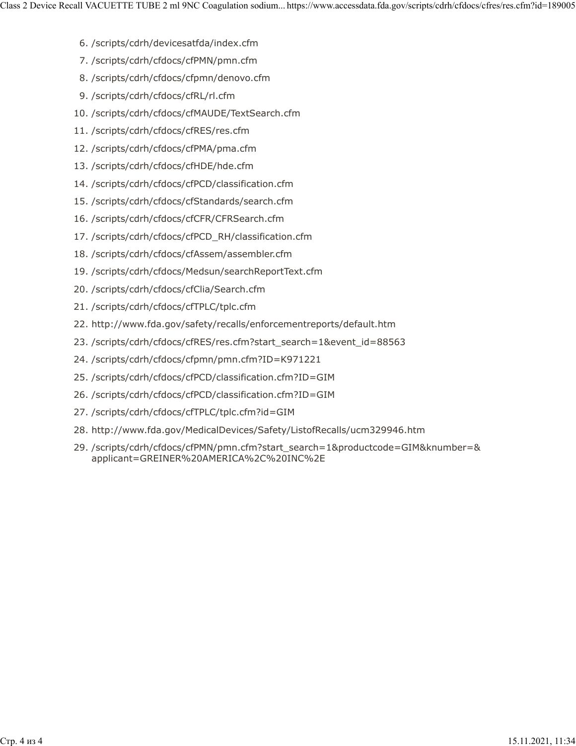6. /scripts/cdrh/devicesatfda/index.cfm
7. /scripts/cdrh/cfdocs/cfPMN/pmn.cfm
8. /scripts/cdrh/cfdocs/cfpmn/denovo.cfm
9. /scripts/cdrh/cfdocs/cfRL/rl.cfm
10. /scripts/cdrh/cfdocs/cfMAUDE/TextSearch.cfm
11. /scripts/cdrh/cfdocs/cfRES/res.cfm
12. /scripts/cdrh/cfdocs/cfPMA/pma.cfm
13. /scripts/cdrh/cfdocs/cfHDE/hde.cfm
14. /scripts/cdrh/cfdocs/cfPCD/classification.cfm
15. /scripts/cdrh/cfdocs/cfStandards/search.cfm
16. /scripts/cdrh/cfdocs/cfCFR/CFRSearch.cfm
17. /scripts/cdrh/cfdocs/cfPCD_RH/classification.cfm
18. /scripts/cdrh/cfdocs/cfAssem/assembler.cfm
19. /scripts/cdrh/cfdocs/Medsun/searchReportText.cfm
20. /scripts/cdrh/cfdocs/cfClia/Search.cfm
21. /scripts/cdrh/cfdocs/cfTPLC/tplc.cfm
22. http://www.fda.gov/safety/recalls/enforcementreports/default.htm
23. /scripts/cdrh/cfdocs/cfRES/res.cfm?start_search=1&event_id=88563
24. /scripts/cdrh/cfdocs/cfpmn/pmn.cfm?ID=K971221
25. /scripts/cdrh/cfdocs/cfPCD/classification.cfm?ID=GIM
26. /scripts/cdrh/cfdocs/cfPCD/classification.cfm?ID=GIM
27. /scripts/cdrh/cfdocs/cfTPLC/tplc.cfm?id=GIM
28. http://www.fda.gov/MedicalDevices/Safety/ListofRecalls/ucm329946.htm
29. /scripts/cdrh/cfdocs/cfPMN/pmn.cfm?start_search=1&productcode=GIM&knumber=&applicant=GREINER%20AMERICA%2C%20INC%2E